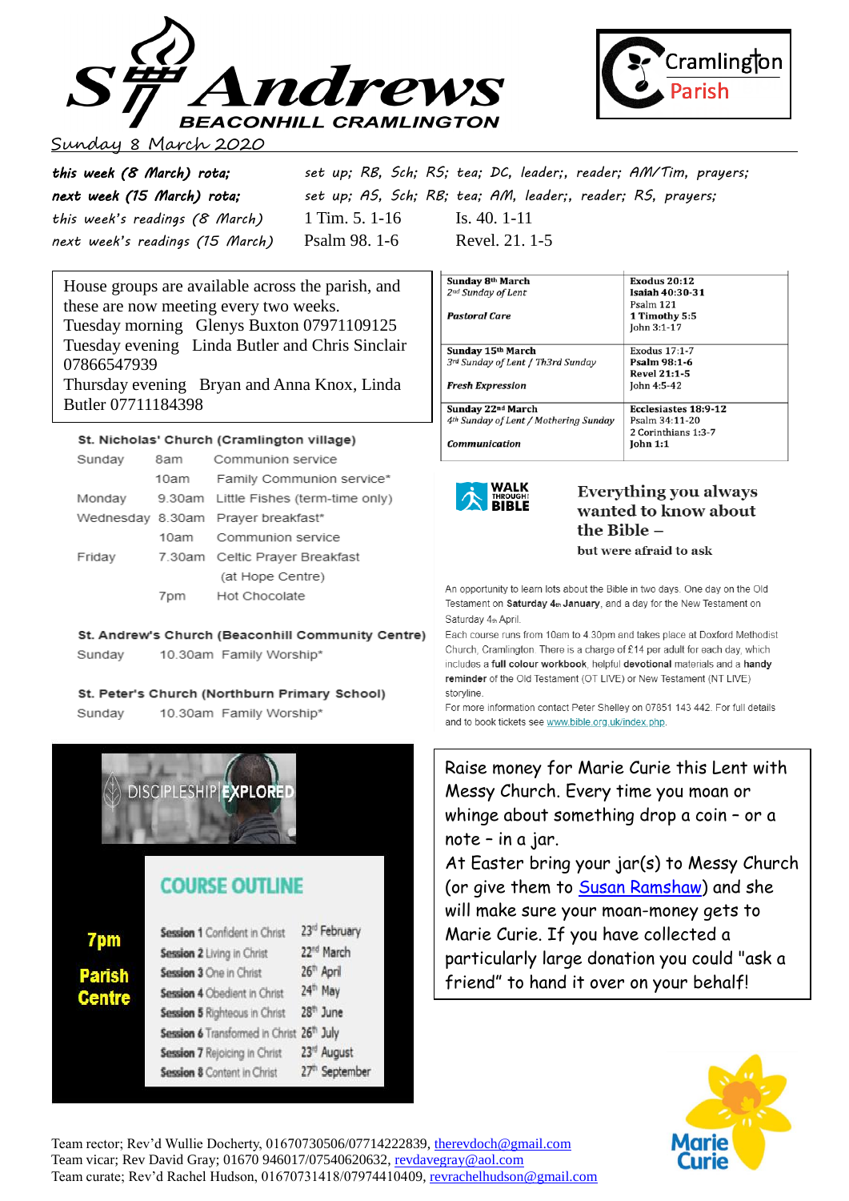# St Andrews

**BEACONHILL CRAMLINGTON**

Cramlington Parish

Sunday 8 March 2020

| | | |
|---|---|---|
| ***this week (8 March) rota;*** | *set up; RB, Sch; RS; tea; DC, leader;, reader; AM/Tim, prayers;* | |
| ***next week (15 March) rota;*** | *set up; AS, Sch; RB; tea; AM, leader;, reader; RS, prayers;* | |
| *this week's readings (8 March)* | 1 Tim. 5. 1-16 | Is. 40. 1-11 |
| *next week's readings (15 March)* | Psalm 98. 1-6 | Revel. 21. 1-5 |

House groups are available across the parish, and these are now meeting every two weeks.
Tuesday morning Glenys Buxton 07971109125
Tuesday evening Linda Butler and Chris Sinclair 07866547939
Thursday evening Bryan and Anna Knox, Linda Butler 07711184398

| Sunday 8th March<br>*2nd Sunday of Lent*<br>***Pastoral Care*** | **Exodus 20:12**<br>**Isaiah 40:30-31**<br>Psalm 121<br>**1 Timothy 5:5**<br>John 3:1-17 |
|---|---|
| **Sunday 15th March**<br>*3rd Sunday of Lent / Th3rd Sunday*<br>***Fresh Expression*** | Exodus 17:1-7<br>**Psalm 98:1-6**<br>**Revel 21:1-5**<br>John 4:5-42 |
| **Sunday 22nd March**<br>*4th Sunday of Lent / Mothering Sunday*<br>***Communication*** | **Ecclesiastes 18:9-12**<br>Psalm 34:11-20<br>2 Corinthians 1:3-7<br>**John 1:1** |

**St. Nicholas' Church (Cramlington village)**

| | | |
|---|---|---|
| Sunday | 8am | Communion service |
| | 10am | Family Communion service* |
| Monday | 9.30am | Little Fishes (term-time only) |
| Wednesday | 8.30am | Prayer breakfast* |
| | 10am | Communion service |
| Friday | 7.30am | Celtic Prayer Breakfast (at Hope Centre) |
| | 7pm | Hot Chocolate |

**St. Andrew's Church (Beaconhill Community Centre)**

Sunday 10.30am Family Worship*

**St. Peter's Church (Northburn Primary School)**

Sunday 10.30am Family Worship*

WALK THROUGH THE BIBLE

**Everything you always wanted to know about the Bible –**

**but were afraid to ask**

An opportunity to learn lots about the Bible in two days. One day on the Old Testament on **Saturday 4th January**, and a day for the New Testament on Saturday 4th April.

Each course runs from 10am to 4.30pm and takes place at Doxford Methodist Church, Cramlington. There is a charge of £14 per adult for each day, which includes a **full colour workbook**, helpful **devotional** materials and a **handy reminder** of the Old Testament (OT LIVE) or New Testament (NT LIVE) storyline.

For more information contact Peter Shelley on 07851 143 442. For full details and to book tickets see www.bible.org.uk/index.php.

DISCIPLESHIP EXPLORED

**7pm**

**Parish Centre**

## COURSE OUTLINE

| | |
|---|---|
| **Session 1** Confident in Christ | 23rd February |
| **Session 2** Living in Christ | 22nd March |
| **Session 3** One in Christ | 26th April |
| **Session 4** Obedient in Christ | 24th May |
| **Session 5** Righteous in Christ | 28th June |
| **Session 6** Transformed in Christ | 26th July |
| **Session 7** Rejoicing in Christ | 23rd August |
| **Session 8** Content in Christ | 27th September |

Raise money for Marie Curie this Lent with Messy Church. Every time you moan or whinge about something drop a coin – or a note – in a jar.
At Easter bring your jar(s) to Messy Church (or give them to Susan Ramshaw) and she will make sure your moan-money gets to Marie Curie. If you have collected a particularly large donation you could "ask a friend" to hand it over on your behalf!

Marie Curie

Team rector; Rev'd Wullie Docherty, 01670730506/07714222839, therevdoch@gmail.com
Team vicar; Rev David Gray; 01670 946017/07540620632, revdavegray@aol.com
Team curate; Rev'd Rachel Hudson, 01670731418/07974410409, revrachelhudson@gmail.com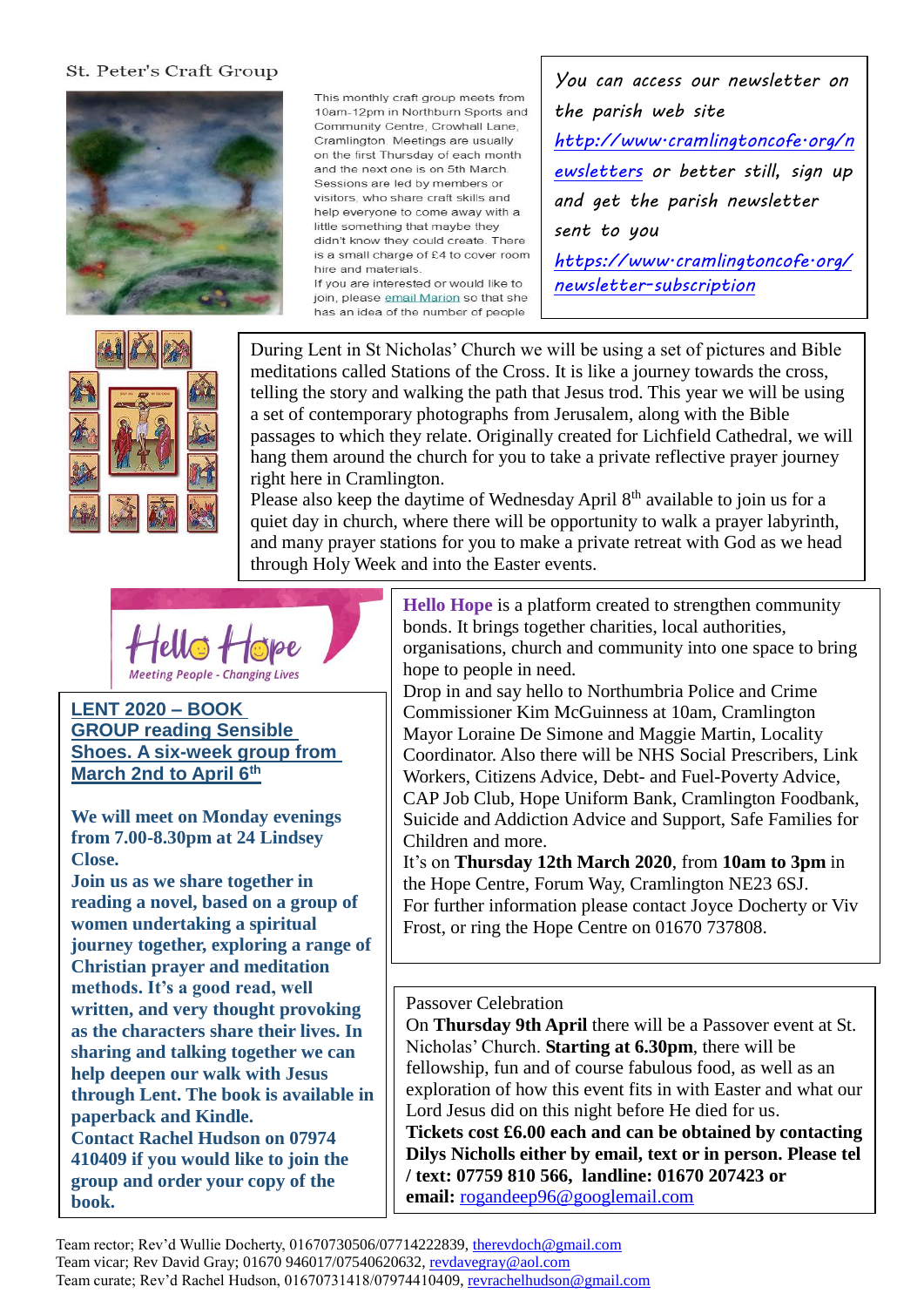## St. Peter's Craft Group

This monthly craft group meets from 10am-12pm in Northburn Sports and Community Centre, Crowhall Lane, Cramlington. Meetings are usually on the first Thursday of each month and the next one is on 5th March. Sessions are led by members or visitors, who share craft skills and help everyone to come away with a little something that maybe they didn't know they could create. There is a small charge of £4 to cover room hire and materials.

If you are interested or would like to join, please email Marion so that she has an idea of the number of people

*You can access our newsletter on the parish web site http://www.cramlingtoncofe.org/newsletters or better still, sign up and get the parish newsletter sent to you https://www.cramlingtoncofe.org/newsletter-subscription*

During Lent in St Nicholas' Church we will be using a set of pictures and Bible meditations called Stations of the Cross. It is like a journey towards the cross, telling the story and walking the path that Jesus trod. This year we will be using a set of contemporary photographs from Jerusalem, along with the Bible passages to which they relate. Originally created for Lichfield Cathedral, we will hang them around the church for you to take a private reflective prayer journey right here in Cramlington.

Please also keep the daytime of Wednesday April 8th available to join us for a quiet day in church, where there will be opportunity to walk a prayer labyrinth, and many prayer stations for you to make a private retreat with God as we head through Holy Week and into the Easter events.

Hello Hope
Meeting People - Changing Lives

**Hello Hope** is a platform created to strengthen community bonds. It brings together charities, local authorities, organisations, church and community into one space to bring hope to people in need.

Drop in and say hello to Northumbria Police and Crime Commissioner Kim McGuinness at 10am, Cramlington Mayor Loraine De Simone and Maggie Martin, Locality Coordinator. Also there will be NHS Social Prescribers, Link Workers, Citizens Advice, Debt- and Fuel-Poverty Advice, CAP Job Club, Hope Uniform Bank, Cramlington Foodbank, Suicide and Addiction Advice and Support, Safe Families for Children and more.

It's on **Thursday 12th March 2020**, from **10am to 3pm** in the Hope Centre, Forum Way, Cramlington NE23 6SJ.

For further information please contact Joyce Docherty or Viv Frost, or ring the Hope Centre on 01670 737808.

## LENT 2020 – BOOK GROUP reading Sensible Shoes. A six-week group from March 2nd to April 6th

**We will meet on Monday evenings from 7.00-8.30pm at 24 Lindsey Close.**

**Join us as we share together in reading a novel, based on a group of women undertaking a spiritual journey together, exploring a range of Christian prayer and meditation methods. It's a good read, well written, and very thought provoking as the characters share their lives. In sharing and talking together we can help deepen our walk with Jesus through Lent. The book is available in paperback and Kindle.**

**Contact Rachel Hudson on 07974 410409 if you would like to join the group and order your copy of the book.**

Passover Celebration

On **Thursday 9th April** there will be a Passover event at St. Nicholas' Church. **Starting at 6.30pm**, there will be fellowship, fun and of course fabulous food, as well as an exploration of how this event fits in with Easter and what our Lord Jesus did on this night before He died for us.

**Tickets cost £6.00 each and can be obtained by contacting Dilys Nicholls either by email, text or in person. Please tel / text: 07759 810 566, landline: 01670 207423 or email:** rogandeep96@googlemail.com

Team rector; Rev'd Wullie Docherty, 01670730506/07714222839, therevdoch@gmail.com
Team vicar; Rev David Gray; 01670 946017/07540620632, revdavegray@aol.com
Team curate; Rev'd Rachel Hudson, 01670731418/07974410409, revrachelhudson@gmail.com